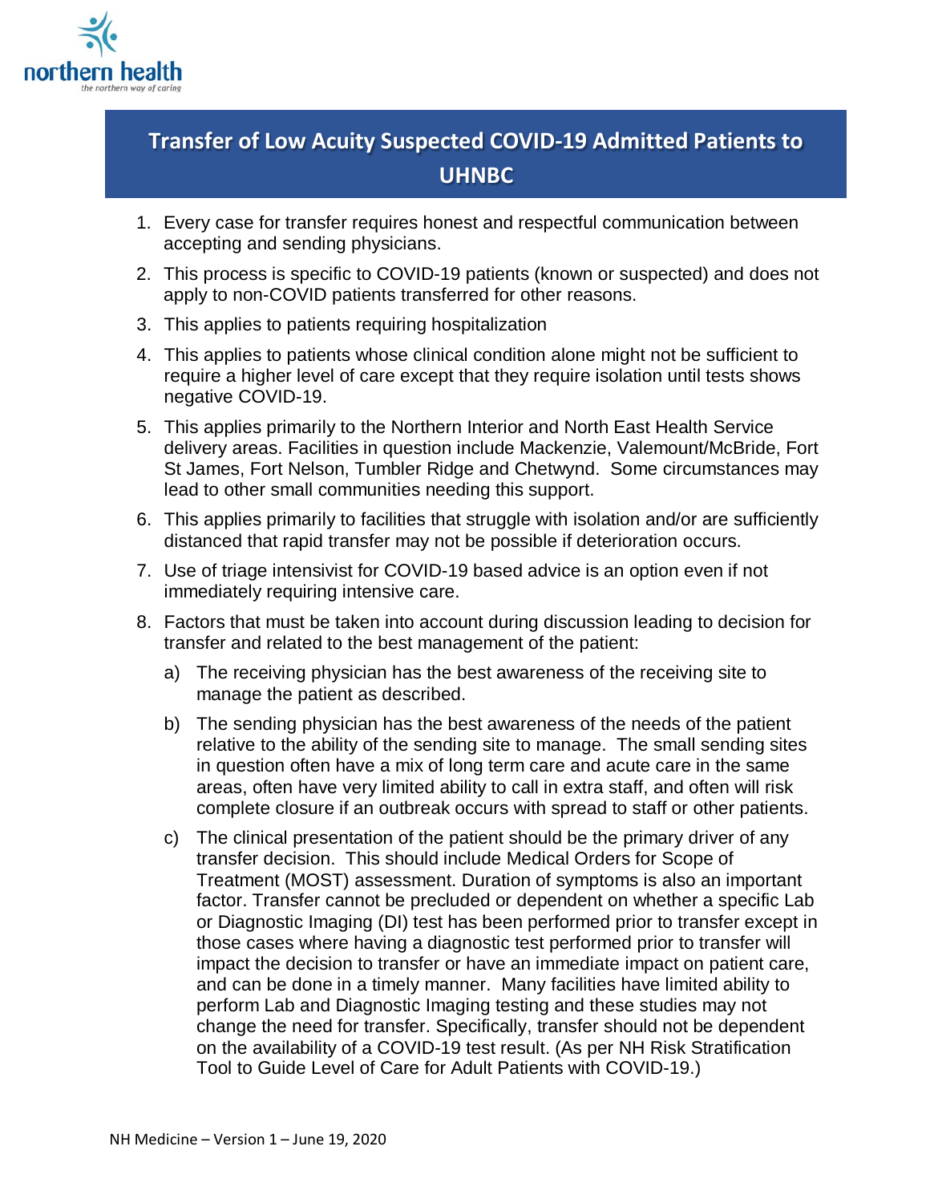# Transfer of Low Acuity Suspected COVID-19 Admitted Patients to UHNBC

1. Every case for transfer requires honest and respectful communication between accepting and sending physicians.
2. This process is specific to COVID-19 patients (known or suspected) and does not apply to non-COVID patients transferred for other reasons.
3. This applies to patients requiring hospitalization
4. This applies to patients whose clinical condition alone might not be sufficient to require a higher level of care except that they require isolation until tests shows negative COVID-19.
5. This applies primarily to the Northern Interior and North East Health Service delivery areas. Facilities in question include Mackenzie, Valemount/McBride, Fort St James, Fort Nelson, Tumbler Ridge and Chetwynd. Some circumstances may lead to other small communities needing this support.
6. This applies primarily to facilities that struggle with isolation and/or are sufficiently distanced that rapid transfer may not be possible if deterioration occurs.
7. Use of triage intensivist for COVID-19 based advice is an option even if not immediately requiring intensive care.
8. Factors that must be taken into account during discussion leading to decision for transfer and related to the best management of the patient:
   a) The receiving physician has the best awareness of the receiving site to manage the patient as described.
   b) The sending physician has the best awareness of the needs of the patient relative to the ability of the sending site to manage. The small sending sites in question often have a mix of long term care and acute care in the same areas, often have very limited ability to call in extra staff, and often will risk complete closure if an outbreak occurs with spread to staff or other patients.
   c) The clinical presentation of the patient should be the primary driver of any transfer decision. This should include Medical Orders for Scope of Treatment (MOST) assessment. Duration of symptoms is also an important factor. Transfer cannot be precluded or dependent on whether a specific Lab or Diagnostic Imaging (DI) test has been performed prior to transfer except in those cases where having a diagnostic test performed prior to transfer will impact the decision to transfer or have an immediate impact on patient care, and can be done in a timely manner. Many facilities have limited ability to perform Lab and Diagnostic Imaging testing and these studies may not change the need for transfer. Specifically, transfer should not be dependent on the availability of a COVID-19 test result. (As per NH Risk Stratification Tool to Guide Level of Care for Adult Patients with COVID-19.)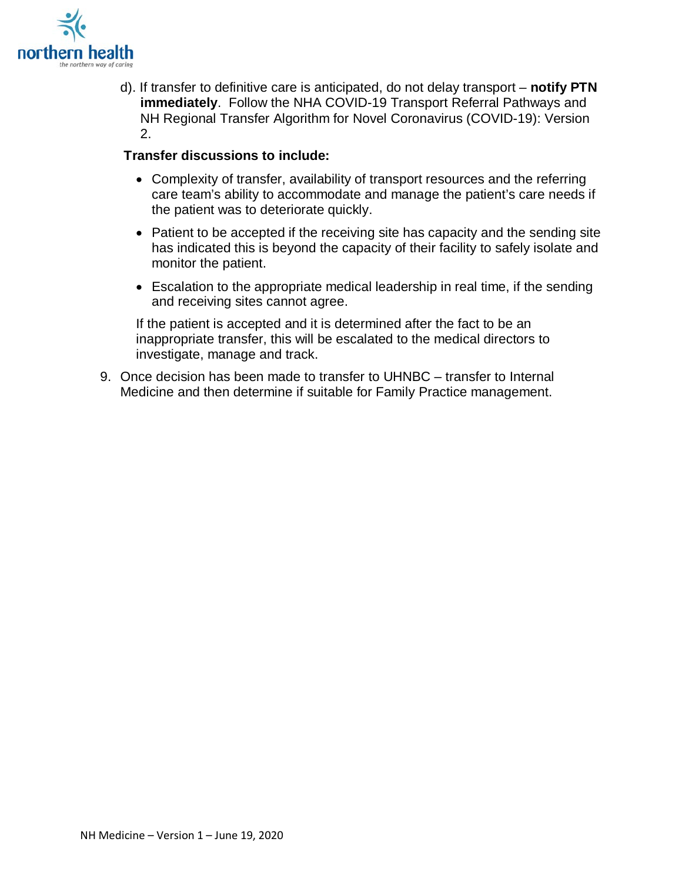d). If transfer to definitive care is anticipated, do not delay transport – **notify PTN immediately**. Follow the NHA COVID-19 Transport Referral Pathways and NH Regional Transfer Algorithm for Novel Coronavirus (COVID-19): Version 2.

**Transfer discussions to include:**

- Complexity of transfer, availability of transport resources and the referring care team's ability to accommodate and manage the patient's care needs if the patient was to deteriorate quickly.
- Patient to be accepted if the receiving site has capacity and the sending site has indicated this is beyond the capacity of their facility to safely isolate and monitor the patient.
- Escalation to the appropriate medical leadership in real time, if the sending and receiving sites cannot agree.

If the patient is accepted and it is determined after the fact to be an inappropriate transfer, this will be escalated to the medical directors to investigate, manage and track.

9. Once decision has been made to transfer to UHNBC – transfer to Internal Medicine and then determine if suitable for Family Practice management.